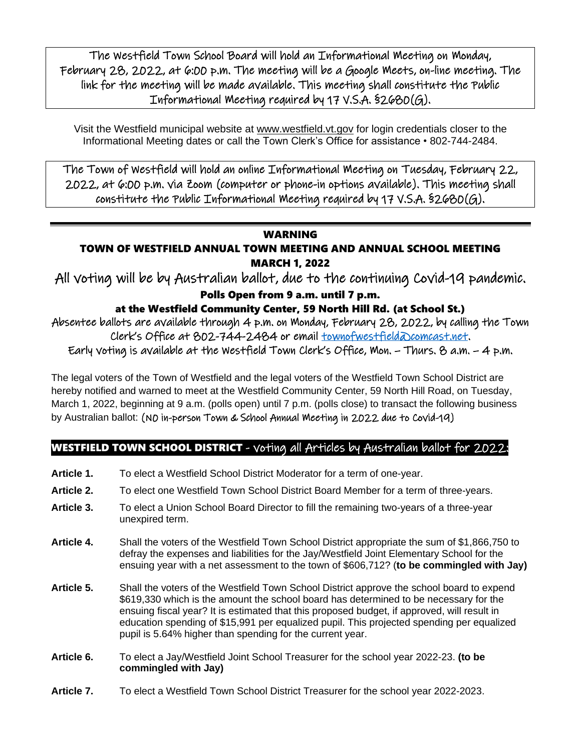The Westfield Town School Board will hold an Informational Meeting on Monday, February 28, 2022, at 6:00 p.m. The meeting will be a Google Meets, on-line meeting. The link for the meeting will be made available. This meeting shall constitute the Public Informational Meeting required by 17 V.S.A. §2680(G).

Visit the Westfield municipal website at www.westfield.vt.gov for login credentials closer to the Informational Meeting dates or call the Town Clerk's Office for assistance • 802-744-2484.

The Town of Westfield will hold an online Informational Meeting on Tuesday, February 22, 2022, at 6:00 p.m. via Zoom (computer or phone-in options available). This meeting shall constitute the Public Informational Meeting required by 17 V.S.A. §2680(G).

---

# WARNING

## TOWN OF WESTFIELD ANNUAL TOWN MEETING AND ANNUAL SCHOOL MEETING MARCH 1, 2022

All voting will be by Australian ballot, due to the continuing Covid-19 pandemic.

**Polls Open from 9 a.m. until 7 p.m.**

**at the Westfield Community Center, 59 North Hill Rd. (at School St.)**

Absentee ballots are available through 4 p.m. on Monday, February 28, 2022, by calling the Town Clerk's Office at 802-744-2484 or email townofwestfield@comcast.net.

Early voting is available at the Westfield Town Clerk's Office, Mon. – Thurs. 8 a.m. – 4 p.m.

The legal voters of the Town of Westfield and the legal voters of the Westfield Town School District are hereby notified and warned to meet at the Westfield Community Center, 59 North Hill Road, on Tuesday, March 1, 2022, beginning at 9 a.m. (polls open) until 7 p.m. (polls close) to transact the following business by Australian ballot: (NO in-person Town & School Annual Meeting in 2022 due to Covid-19)

## WESTFIELD TOWN SCHOOL DISTRICT - Voting all Articles by Australian ballot for 2022:

**Article 1.** To elect a Westfield School District Moderator for a term of one-year.

**Article 2.** To elect one Westfield Town School District Board Member for a term of three-years.

**Article 3.** To elect a Union School Board Director to fill the remaining two-years of a three-year unexpired term.

**Article 4.** Shall the voters of the Westfield Town School District appropriate the sum of $1,866,750 to defray the expenses and liabilities for the Jay/Westfield Joint Elementary School for the ensuing year with a net assessment to the town of $606,712? (**to be commingled with Jay)**

**Article 5.** Shall the voters of the Westfield Town School District approve the school board to expend $619,330 which is the amount the school board has determined to be necessary for the ensuing fiscal year? It is estimated that this proposed budget, if approved, will result in education spending of $15,991 per equalized pupil. This projected spending per equalized pupil is 5.64% higher than spending for the current year.

**Article 6.** To elect a Jay/Westfield Joint School Treasurer for the school year 2022-23. **(to be commingled with Jay)**

**Article 7.** To elect a Westfield Town School District Treasurer for the school year 2022-2023.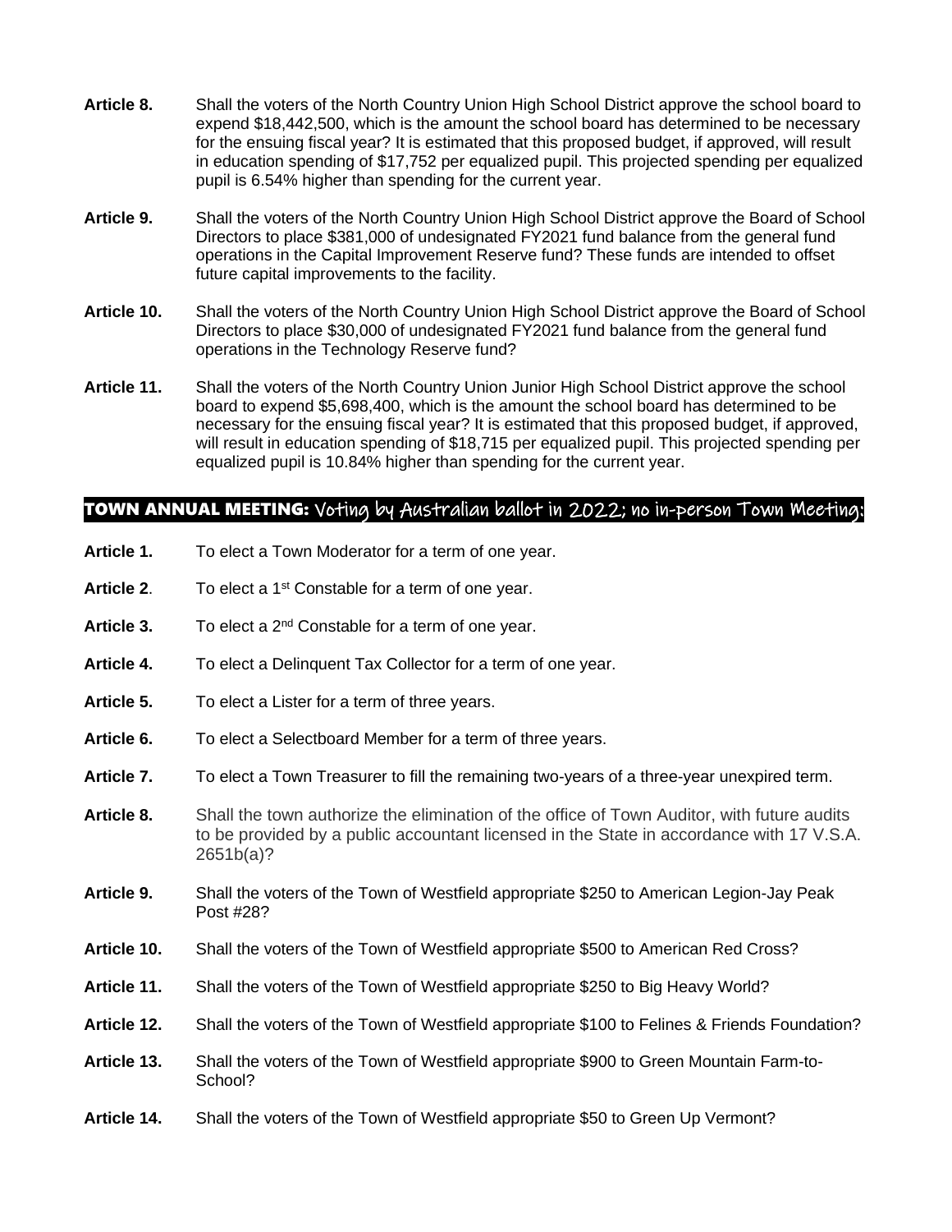**Article 8.** Shall the voters of the North Country Union High School District approve the school board to expend $18,442,500, which is the amount the school board has determined to be necessary for the ensuing fiscal year? It is estimated that this proposed budget, if approved, will result in education spending of $17,752 per equalized pupil. This projected spending per equalized pupil is 6.54% higher than spending for the current year.

**Article 9.** Shall the voters of the North Country Union High School District approve the Board of School Directors to place $381,000 of undesignated FY2021 fund balance from the general fund operations in the Capital Improvement Reserve fund? These funds are intended to offset future capital improvements to the facility.

**Article 10.** Shall the voters of the North Country Union High School District approve the Board of School Directors to place $30,000 of undesignated FY2021 fund balance from the general fund operations in the Technology Reserve fund?

**Article 11.** Shall the voters of the North Country Union Junior High School District approve the school board to expend $5,698,400, which is the amount the school board has determined to be necessary for the ensuing fiscal year? It is estimated that this proposed budget, if approved, will result in education spending of $18,715 per equalized pupil. This projected spending per equalized pupil is 10.84% higher than spending for the current year.

## TOWN ANNUAL MEETING: Voting by Australian ballot in 2022; no in-person Town Meeting:

**Article 1.** To elect a Town Moderator for a term of one year.

**Article 2**. To elect a 1st Constable for a term of one year.

**Article 3.** To elect a 2nd Constable for a term of one year.

**Article 4.** To elect a Delinquent Tax Collector for a term of one year.

**Article 5.** To elect a Lister for a term of three years.

**Article 6.** To elect a Selectboard Member for a term of three years.

**Article 7.** To elect a Town Treasurer to fill the remaining two-years of a three-year unexpired term.

**Article 8.** Shall the town authorize the elimination of the office of Town Auditor, with future audits to be provided by a public accountant licensed in the State in accordance with 17 V.S.A. 2651b(a)?

**Article 9.** Shall the voters of the Town of Westfield appropriate $250 to American Legion-Jay Peak Post #28?

**Article 10.** Shall the voters of the Town of Westfield appropriate $500 to American Red Cross?

**Article 11.** Shall the voters of the Town of Westfield appropriate $250 to Big Heavy World?

**Article 12.** Shall the voters of the Town of Westfield appropriate $100 to Felines & Friends Foundation?

**Article 13.** Shall the voters of the Town of Westfield appropriate $900 to Green Mountain Farm-to-School?

**Article 14.** Shall the voters of the Town of Westfield appropriate $50 to Green Up Vermont?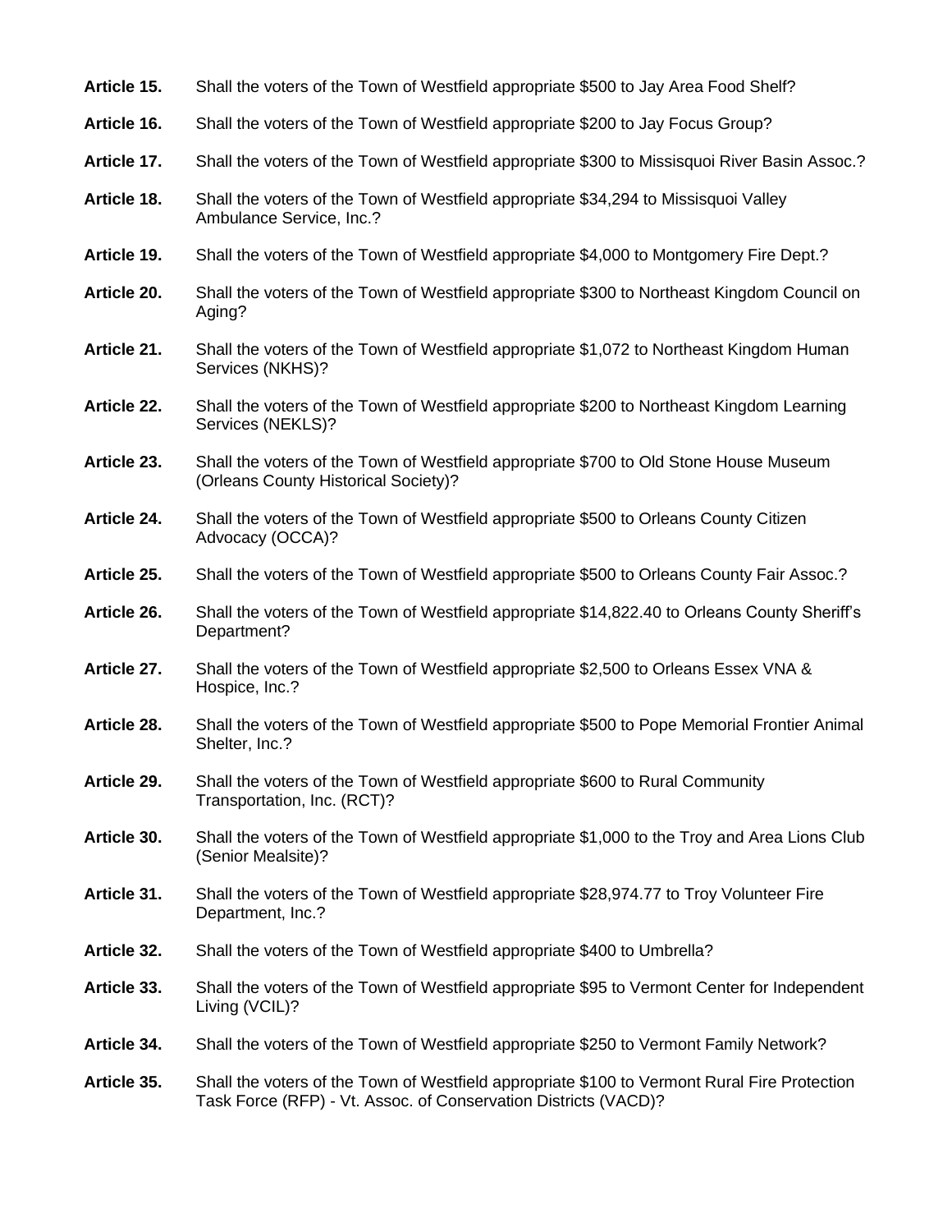**Article 15.** Shall the voters of the Town of Westfield appropriate $500 to Jay Area Food Shelf?

**Article 16.** Shall the voters of the Town of Westfield appropriate $200 to Jay Focus Group?

**Article 17.** Shall the voters of the Town of Westfield appropriate $300 to Missisquoi River Basin Assoc.?

**Article 18.** Shall the voters of the Town of Westfield appropriate $34,294 to Missisquoi Valley Ambulance Service, Inc.?

**Article 19.** Shall the voters of the Town of Westfield appropriate $4,000 to Montgomery Fire Dept.?

**Article 20.** Shall the voters of the Town of Westfield appropriate $300 to Northeast Kingdom Council on Aging?

**Article 21.** Shall the voters of the Town of Westfield appropriate $1,072 to Northeast Kingdom Human Services (NKHS)?

**Article 22.** Shall the voters of the Town of Westfield appropriate $200 to Northeast Kingdom Learning Services (NEKLS)?

**Article 23.** Shall the voters of the Town of Westfield appropriate $700 to Old Stone House Museum (Orleans County Historical Society)?

**Article 24.** Shall the voters of the Town of Westfield appropriate $500 to Orleans County Citizen Advocacy (OCCA)?

**Article 25.** Shall the voters of the Town of Westfield appropriate $500 to Orleans County Fair Assoc.?

**Article 26.** Shall the voters of the Town of Westfield appropriate $14,822.40 to Orleans County Sheriff's Department?

**Article 27.** Shall the voters of the Town of Westfield appropriate $2,500 to Orleans Essex VNA & Hospice, Inc.?

**Article 28.** Shall the voters of the Town of Westfield appropriate $500 to Pope Memorial Frontier Animal Shelter, Inc.?

**Article 29.** Shall the voters of the Town of Westfield appropriate $600 to Rural Community Transportation, Inc. (RCT)?

**Article 30.** Shall the voters of the Town of Westfield appropriate $1,000 to the Troy and Area Lions Club (Senior Mealsite)?

**Article 31.** Shall the voters of the Town of Westfield appropriate $28,974.77 to Troy Volunteer Fire Department, Inc.?

**Article 32.** Shall the voters of the Town of Westfield appropriate $400 to Umbrella?

**Article 33.** Shall the voters of the Town of Westfield appropriate $95 to Vermont Center for Independent Living (VCIL)?

**Article 34.** Shall the voters of the Town of Westfield appropriate $250 to Vermont Family Network?

**Article 35.** Shall the voters of the Town of Westfield appropriate $100 to Vermont Rural Fire Protection Task Force (RFP) - Vt. Assoc. of Conservation Districts (VACD)?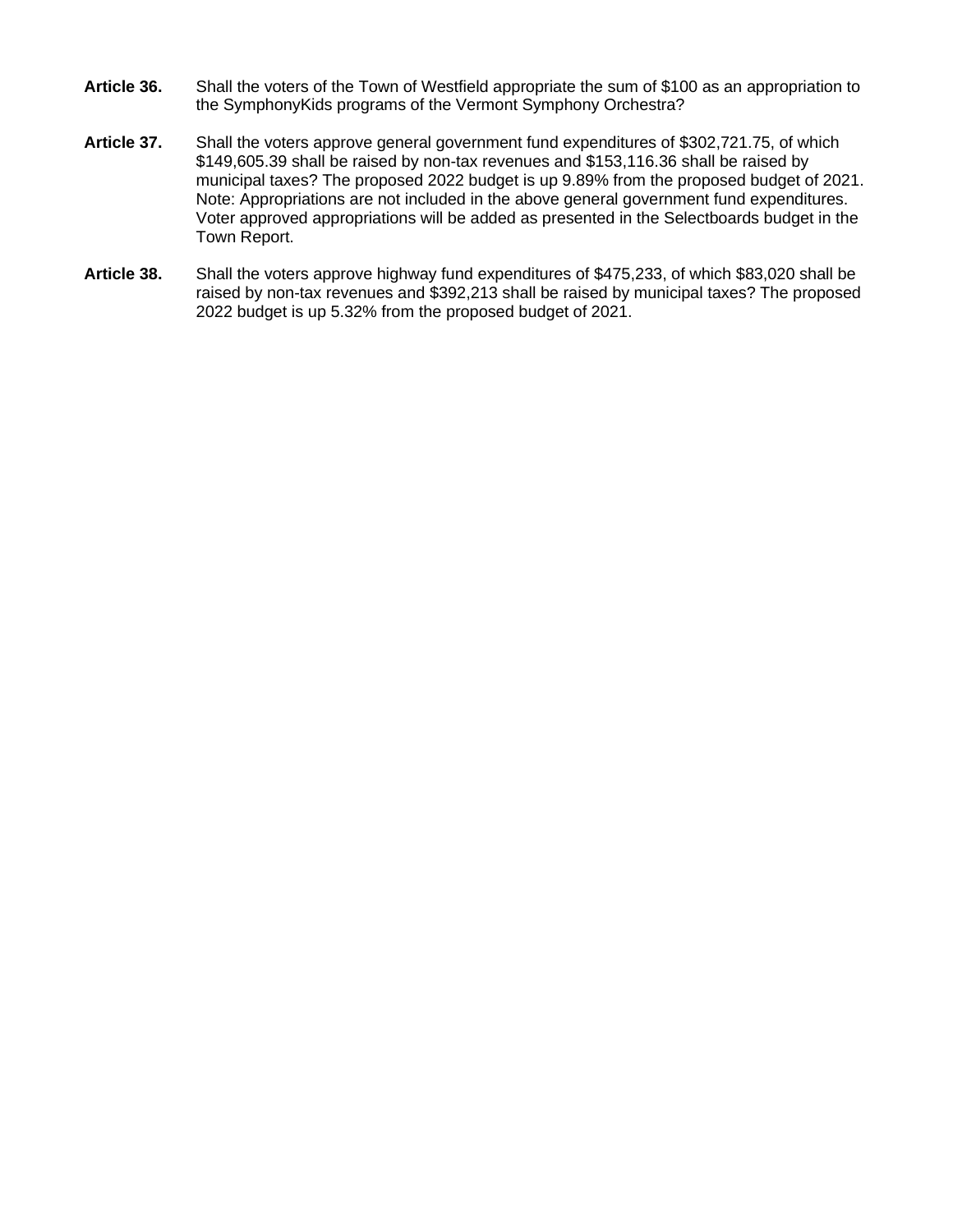**Article 36.** Shall the voters of the Town of Westfield appropriate the sum of $100 as an appropriation to the SymphonyKids programs of the Vermont Symphony Orchestra?

**Article 37.** Shall the voters approve general government fund expenditures of $302,721.75, of which $149,605.39 shall be raised by non-tax revenues and $153,116.36 shall be raised by municipal taxes? The proposed 2022 budget is up 9.89% from the proposed budget of 2021. Note: Appropriations are not included in the above general government fund expenditures. Voter approved appropriations will be added as presented in the Selectboards budget in the Town Report.

**Article 38.** Shall the voters approve highway fund expenditures of $475,233, of which $83,020 shall be raised by non-tax revenues and $392,213 shall be raised by municipal taxes? The proposed 2022 budget is up 5.32% from the proposed budget of 2021.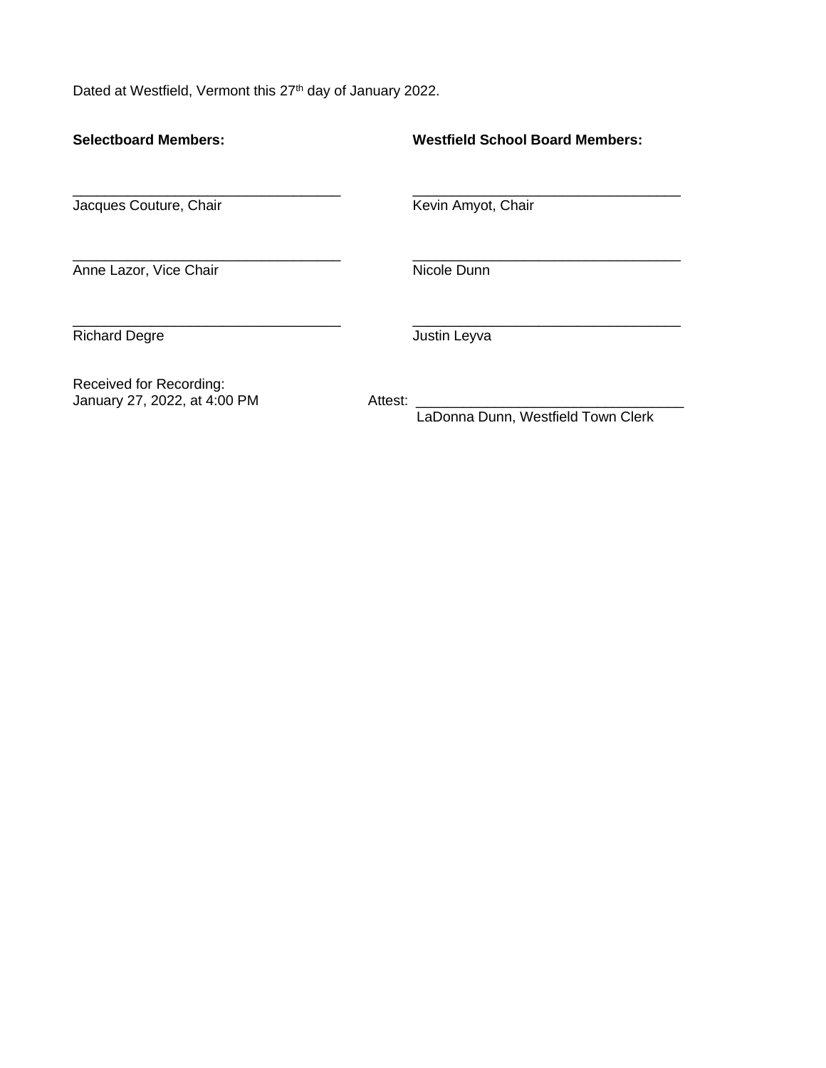Dated at Westfield, Vermont this 27th day of January 2022.

| **Selectboard Members:** | **Westfield School Board Members:** |
| --- | --- |
| ______________________________ | ______________________________ |
| Jacques Couture, Chair | Kevin Amyot, Chair |
| ______________________________ | ______________________________ |
| Anne Lazor, Vice Chair | Nicole Dunn |
| ______________________________ | ______________________________ |
| Richard Degre | Justin Leyva |

Received for Recording:
January 27, 2022, at 4:00 PM

Attest: ______________________________
LaDonna Dunn, Westfield Town Clerk